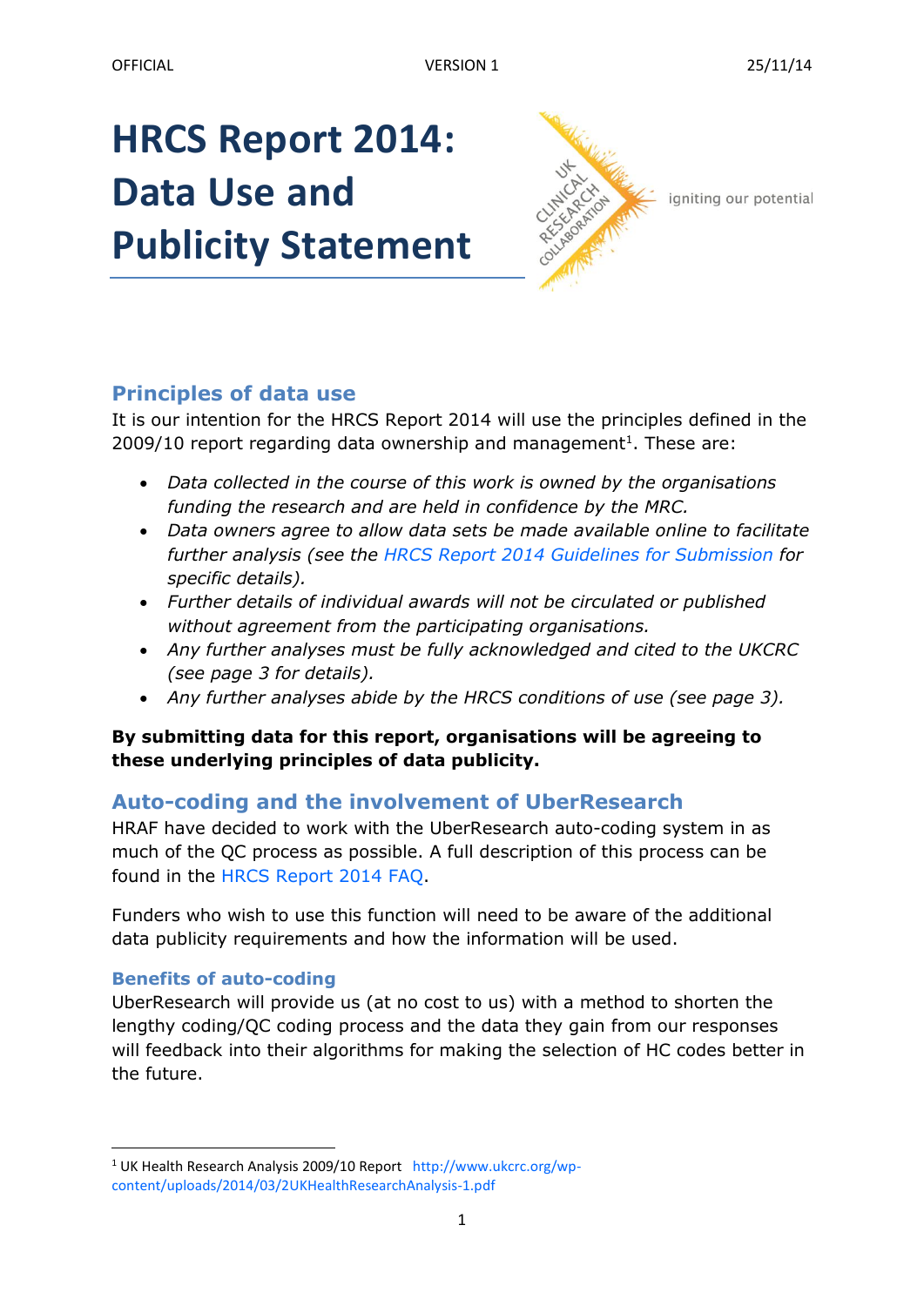OFFICIAL VERSION 1 25/11/14

# HRCS Report 2014: Data Use and Publicity Statement

igniting our potential

## Principles of data use

It is our intention for the HRCS Report 2014 will use the principles defined in the 2009/10 report regarding data ownership and management[1]. These are:

- *Data collected in the course of this work is owned by the organisations funding the research and are held in confidence by the MRC.*
- *Data owners agree to allow data sets be made available online to facilitate further analysis (see the HRCS Report 2014 Guidelines for Submission for specific details).*
- *Further details of individual awards will not be circulated or published without agreement from the participating organisations.*
- *Any further analyses must be fully acknowledged and cited to the UKCRC (see page 3 for details).*
- *Any further analyses abide by the HRCS conditions of use (see page 3).*

**By submitting data for this report, organisations will be agreeing to these underlying principles of data publicity.**

## Auto-coding and the involvement of UberResearch

HRAF have decided to work with the UberResearch auto-coding system in as much of the QC process as possible. A full description of this process can be found in the HRCS Report 2014 FAQ.

Funders who wish to use this function will need to be aware of the additional data publicity requirements and how the information will be used.

### Benefits of auto-coding

UberResearch will provide us (at no cost to us) with a method to shorten the lengthy coding/QC coding process and the data they gain from our responses will feedback into their algorithms for making the selection of HC codes better in the future.

[1] UK Health Research Analysis 2009/10 Report http://www.ukcrc.org/wp-content/uploads/2014/03/2UKHealthResearchAnalysis-1.pdf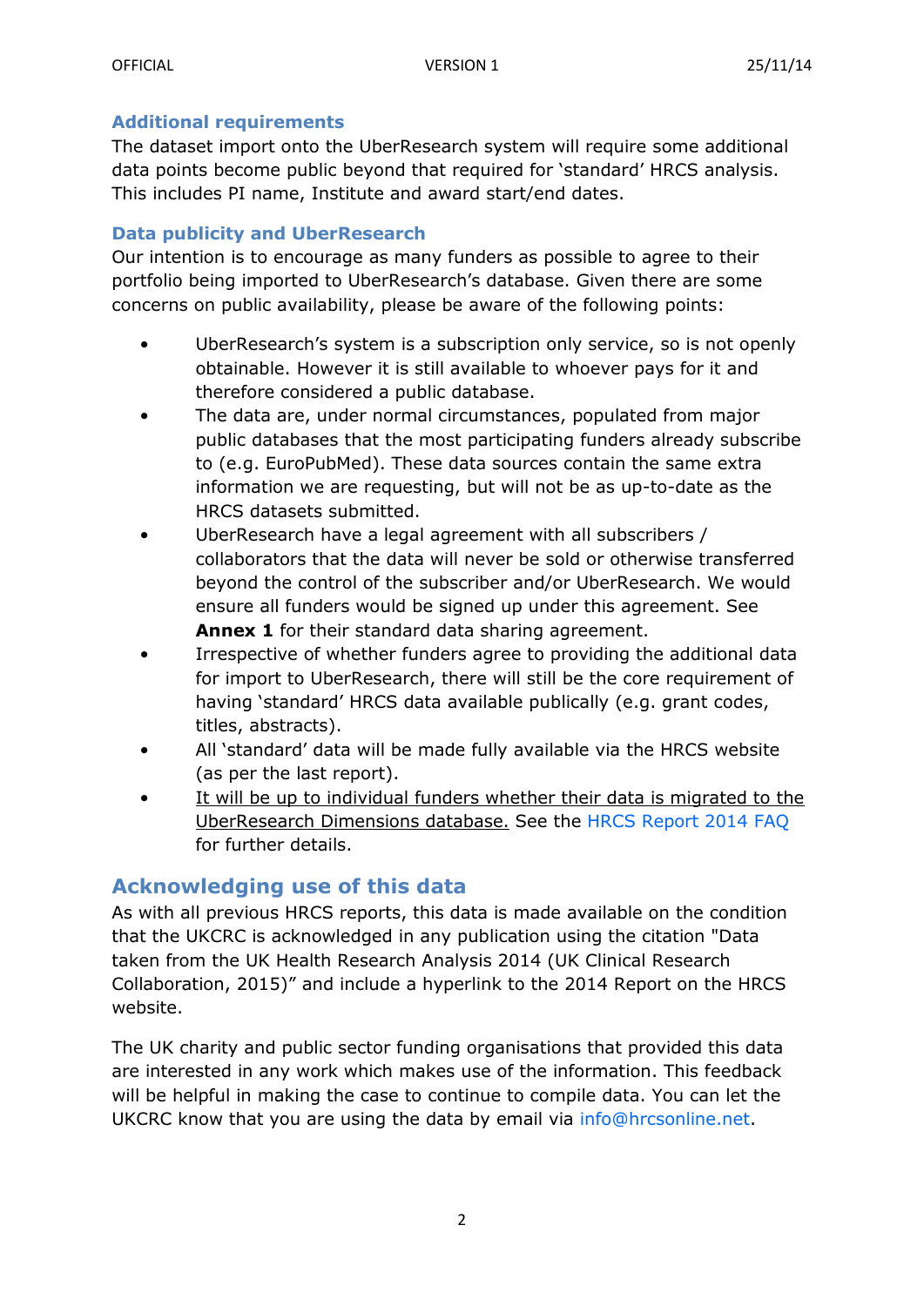### Additional requirements

The dataset import onto the UberResearch system will require some additional data points become public beyond that required for 'standard' HRCS analysis. This includes PI name, Institute and award start/end dates.

### Data publicity and UberResearch

Our intention is to encourage as many funders as possible to agree to their portfolio being imported to UberResearch's database. Given there are some concerns on public availability, please be aware of the following points:

- UberResearch's system is a subscription only service, so is not openly obtainable. However it is still available to whoever pays for it and therefore considered a public database.
- The data are, under normal circumstances, populated from major public databases that the most participating funders already subscribe to (e.g. EuroPubMed). These data sources contain the same extra information we are requesting, but will not be as up-to-date as the HRCS datasets submitted.
- UberResearch have a legal agreement with all subscribers / collaborators that the data will never be sold or otherwise transferred beyond the control of the subscriber and/or UberResearch. We would ensure all funders would be signed up under this agreement. See **Annex 1** for their standard data sharing agreement.
- Irrespective of whether funders agree to providing the additional data for import to UberResearch, there will still be the core requirement of having 'standard' HRCS data available publically (e.g. grant codes, titles, abstracts).
- All 'standard' data will be made fully available via the HRCS website (as per the last report).
- It will be up to individual funders whether their data is migrated to the UberResearch Dimensions database. See the HRCS Report 2014 FAQ for further details.

## Acknowledging use of this data

As with all previous HRCS reports, this data is made available on the condition that the UKCRC is acknowledged in any publication using the citation "Data taken from the UK Health Research Analysis 2014 (UK Clinical Research Collaboration, 2015)" and include a hyperlink to the 2014 Report on the HRCS website.

The UK charity and public sector funding organisations that provided this data are interested in any work which makes use of the information. This feedback will be helpful in making the case to continue to compile data. You can let the UKCRC know that you are using the data by email via info@hrcsonline.net.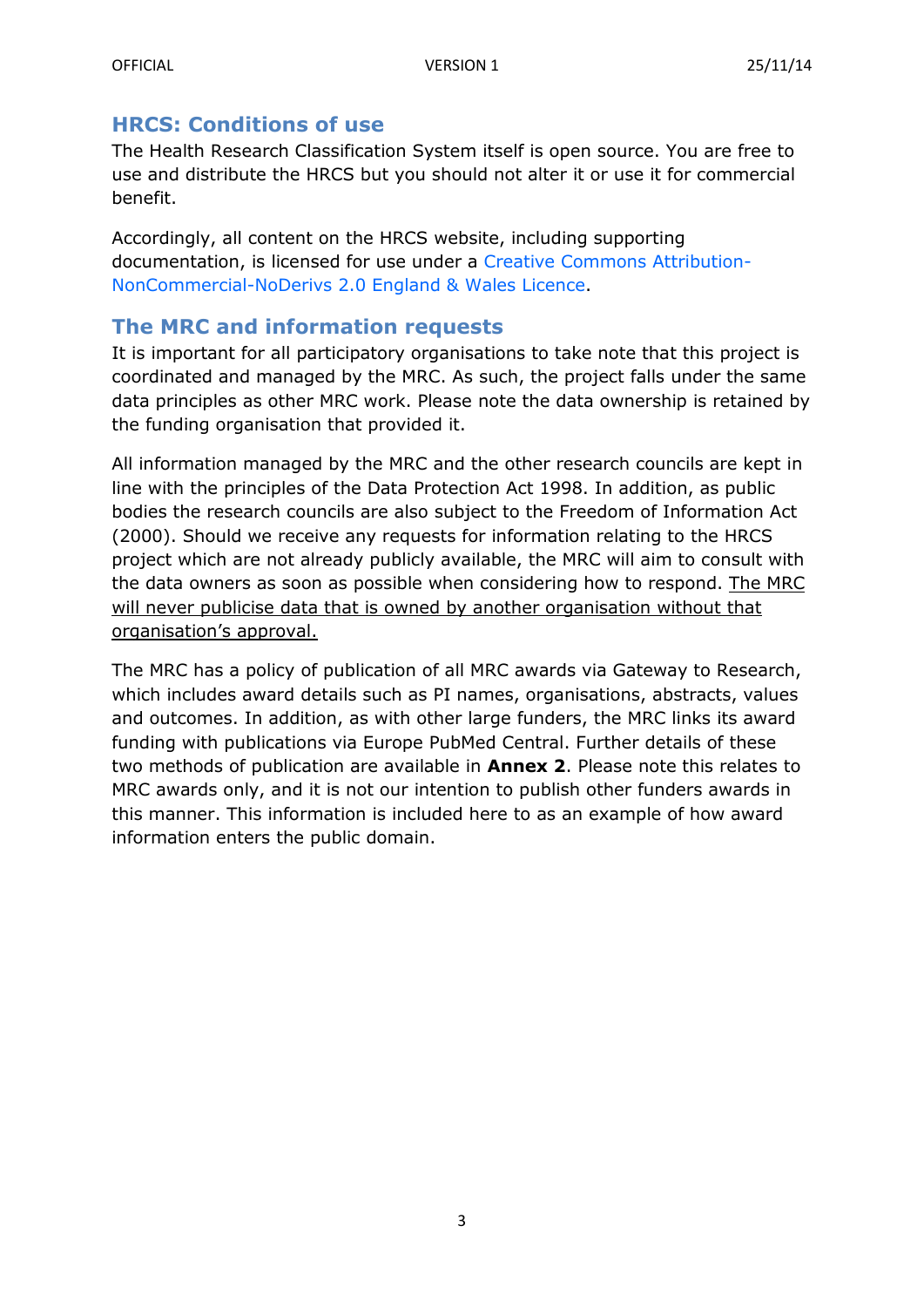## HRCS: Conditions of use

The Health Research Classification System itself is open source. You are free to use and distribute the HRCS but you should not alter it or use it for commercial benefit.

Accordingly, all content on the HRCS website, including supporting documentation, is licensed for use under a Creative Commons Attribution-NonCommercial-NoDerivs 2.0 England & Wales Licence.

## The MRC and information requests

It is important for all participatory organisations to take note that this project is coordinated and managed by the MRC. As such, the project falls under the same data principles as other MRC work. Please note the data ownership is retained by the funding organisation that provided it.

All information managed by the MRC and the other research councils are kept in line with the principles of the Data Protection Act 1998. In addition, as public bodies the research councils are also subject to the Freedom of Information Act (2000). Should we receive any requests for information relating to the HRCS project which are not already publicly available, the MRC will aim to consult with the data owners as soon as possible when considering how to respond. The MRC will never publicise data that is owned by another organisation without that organisation's approval.

The MRC has a policy of publication of all MRC awards via Gateway to Research, which includes award details such as PI names, organisations, abstracts, values and outcomes. In addition, as with other large funders, the MRC links its award funding with publications via Europe PubMed Central. Further details of these two methods of publication are available in **Annex 2**. Please note this relates to MRC awards only, and it is not our intention to publish other funders awards in this manner. This information is included here to as an example of how award information enters the public domain.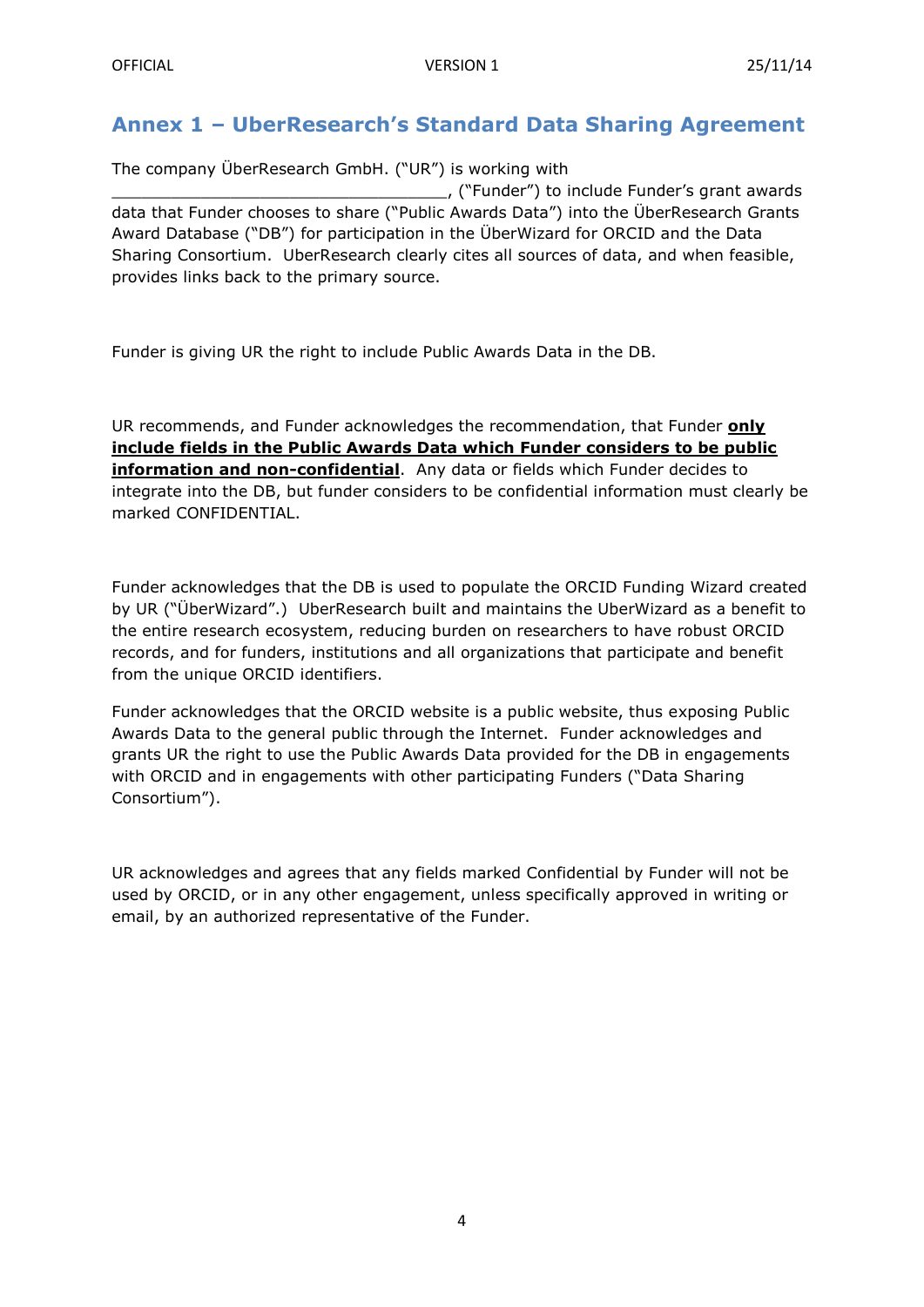## Annex 1 – UberResearch's Standard Data Sharing Agreement

The company ÜberResearch GmbH. ("UR") is working with __________________________________, ("Funder") to include Funder's grant awards data that Funder chooses to share ("Public Awards Data") into the ÜberResearch Grants Award Database ("DB") for participation in the ÜberWizard for ORCID and the Data Sharing Consortium. UberResearch clearly cites all sources of data, and when feasible, provides links back to the primary source.

Funder is giving UR the right to include Public Awards Data in the DB.

UR recommends, and Funder acknowledges the recommendation, that Funder **only include fields in the Public Awards Data which Funder considers to be public information and non-confidential**. Any data or fields which Funder decides to integrate into the DB, but funder considers to be confidential information must clearly be marked CONFIDENTIAL.

Funder acknowledges that the DB is used to populate the ORCID Funding Wizard created by UR ("ÜberWizard".) UberResearch built and maintains the UberWizard as a benefit to the entire research ecosystem, reducing burden on researchers to have robust ORCID records, and for funders, institutions and all organizations that participate and benefit from the unique ORCID identifiers.

Funder acknowledges that the ORCID website is a public website, thus exposing Public Awards Data to the general public through the Internet. Funder acknowledges and grants UR the right to use the Public Awards Data provided for the DB in engagements with ORCID and in engagements with other participating Funders ("Data Sharing Consortium").

UR acknowledges and agrees that any fields marked Confidential by Funder will not be used by ORCID, or in any other engagement, unless specifically approved in writing or email, by an authorized representative of the Funder.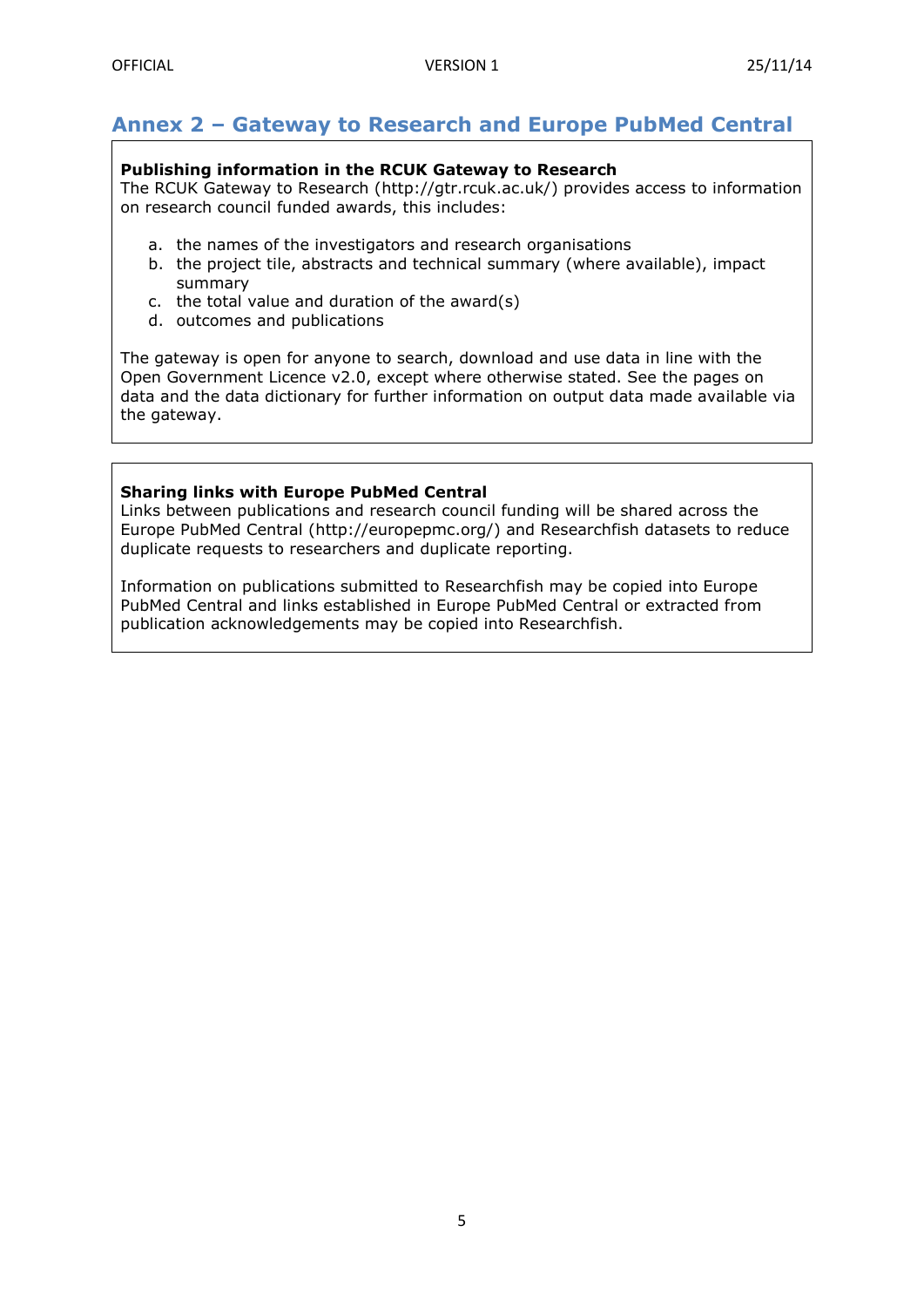## Annex 2 – Gateway to Research and Europe PubMed Central

**Publishing information in the RCUK Gateway to Research**
The RCUK Gateway to Research (http://gtr.rcuk.ac.uk/) provides access to information on research council funded awards, this includes:

a. the names of the investigators and research organisations
b. the project tile, abstracts and technical summary (where available), impact summary
c. the total value and duration of the award(s)
d. outcomes and publications

The gateway is open for anyone to search, download and use data in line with the Open Government Licence v2.0, except where otherwise stated. See the pages on data and the data dictionary for further information on output data made available via the gateway.

**Sharing links with Europe PubMed Central**
Links between publications and research council funding will be shared across the Europe PubMed Central (http://europepmc.org/) and Researchfish datasets to reduce duplicate requests to researchers and duplicate reporting.

Information on publications submitted to Researchfish may be copied into Europe PubMed Central and links established in Europe PubMed Central or extracted from publication acknowledgements may be copied into Researchfish.